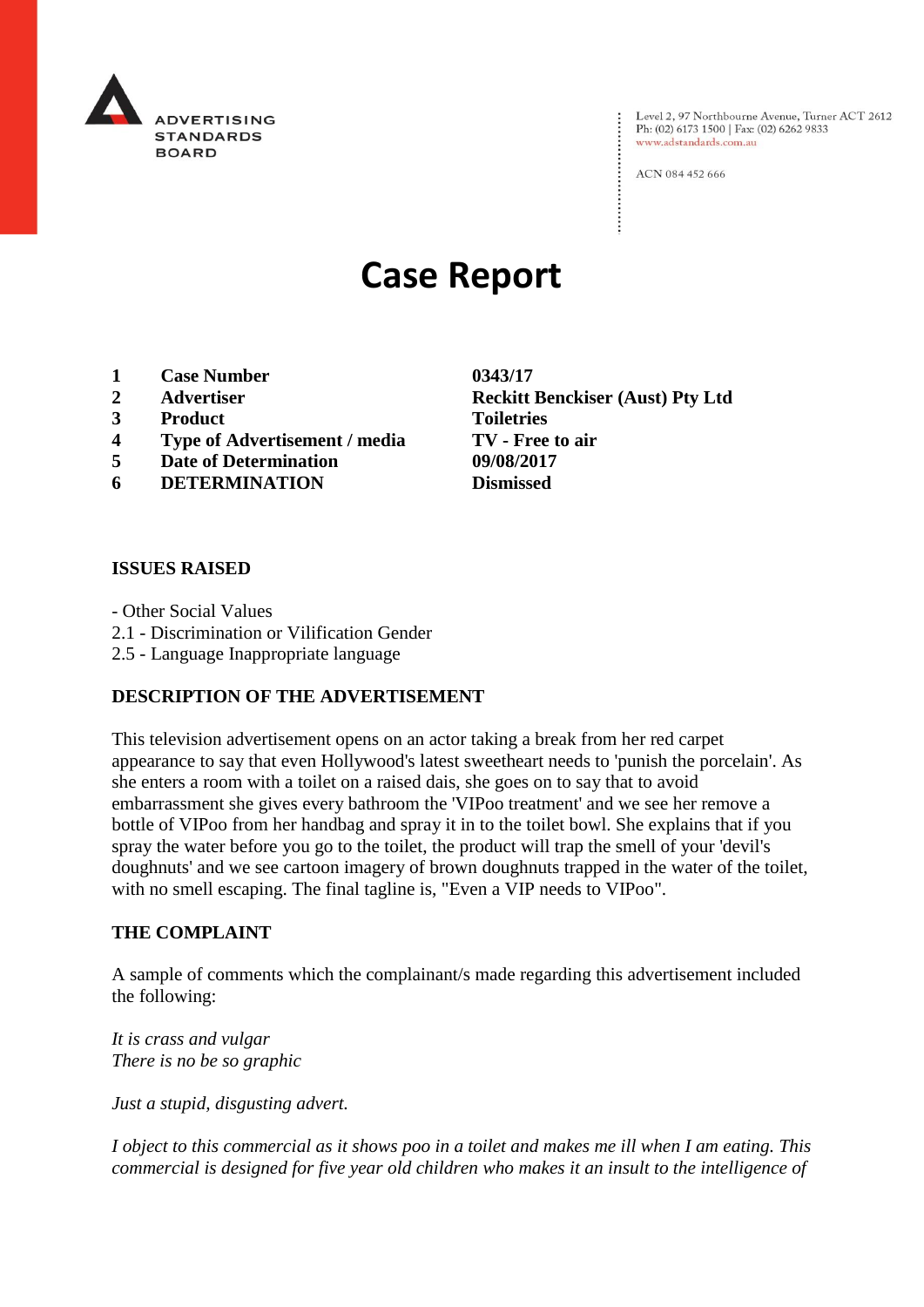ADVERTISING STANDARDS BOARD

Level 2, 97 Northbourne Avenue, Turner ACT 2612
Ph: (02) 6173 1500 | Fax: (02) 6262 9833
www.adstandards.com.au

ACN 084 452 666

# Case Report

| | | |
|---|---|---|
| **1** | **Case Number** | **0343/17** |
| **2** | **Advertiser** | **Reckitt Benckiser (Aust) Pty Ltd** |
| **3** | **Product** | **Toiletries** |
| **4** | **Type of Advertisement / media** | **TV - Free to air** |
| **5** | **Date of Determination** | **09/08/2017** |
| **6** | **DETERMINATION** | **Dismissed** |

**ISSUES RAISED**

- Other Social Values
2.1 - Discrimination or Vilification Gender
2.5 - Language Inappropriate language

**DESCRIPTION OF THE ADVERTISEMENT**

This television advertisement opens on an actor taking a break from her red carpet appearance to say that even Hollywood's latest sweetheart needs to 'punish the porcelain'. As she enters a room with a toilet on a raised dais, she goes on to say that to avoid embarrassment she gives every bathroom the 'VIPoo treatment' and we see her remove a bottle of VIPoo from her handbag and spray it in to the toilet bowl. She explains that if you spray the water before you go to the toilet, the product will trap the smell of your 'devil's doughnuts' and we see cartoon imagery of brown doughnuts trapped in the water of the toilet, with no smell escaping. The final tagline is, "Even a VIP needs to VIPoo".

**THE COMPLAINT**

A sample of comments which the complainant/s made regarding this advertisement included the following:

*It is crass and vulgar*
*There is no be so graphic*

*Just a stupid, disgusting advert.*

*I object to this commercial as it shows poo in a toilet and makes me ill when I am eating. This commercial is designed for five year old children who makes it an insult to the intelligence of*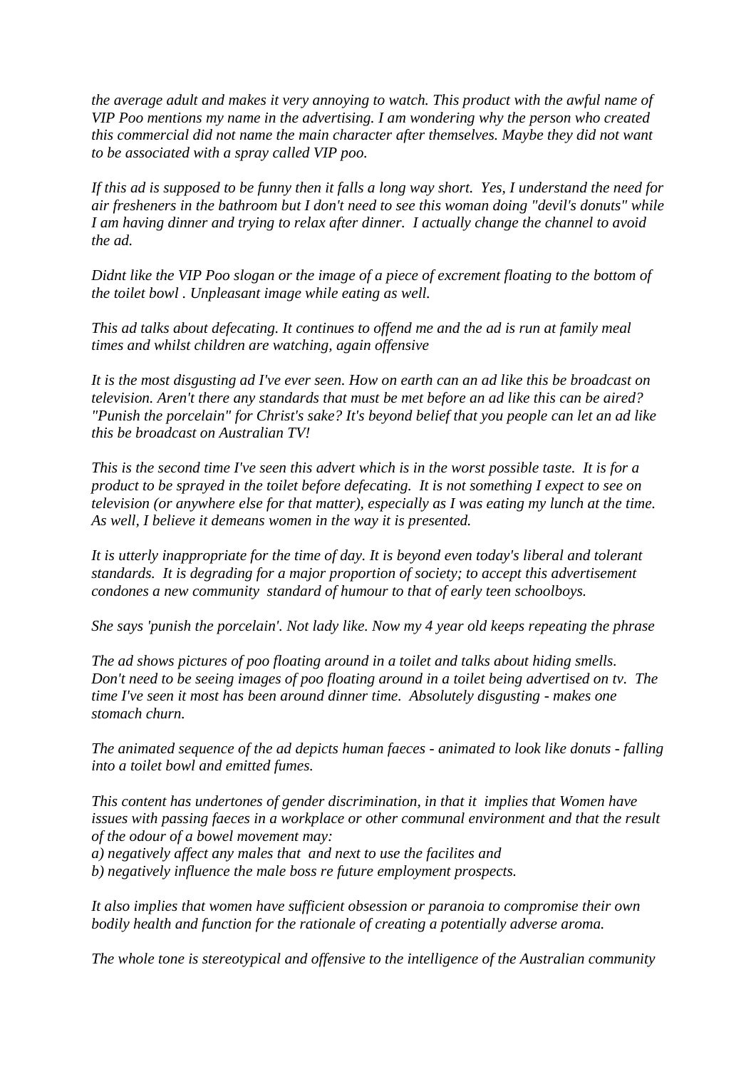*the average adult and makes it very annoying to watch. This product with the awful name of VIP Poo mentions my name in the advertising. I am wondering why the person who created this commercial did not name the main character after themselves. Maybe they did not want to be associated with a spray called VIP poo.*

*If this ad is supposed to be funny then it falls a long way short. Yes, I understand the need for air fresheners in the bathroom but I don't need to see this woman doing "devil's donuts" while I am having dinner and trying to relax after dinner. I actually change the channel to avoid the ad.*

*Didnt like the VIP Poo slogan or the image of a piece of excrement floating to the bottom of the toilet bowl . Unpleasant image while eating as well.*

*This ad talks about defecating. It continues to offend me and the ad is run at family meal times and whilst children are watching, again offensive*

*It is the most disgusting ad I've ever seen. How on earth can an ad like this be broadcast on television. Aren't there any standards that must be met before an ad like this can be aired? "Punish the porcelain" for Christ's sake? It's beyond belief that you people can let an ad like this be broadcast on Australian TV!*

*This is the second time I've seen this advert which is in the worst possible taste. It is for a product to be sprayed in the toilet before defecating. It is not something I expect to see on television (or anywhere else for that matter), especially as I was eating my lunch at the time. As well, I believe it demeans women in the way it is presented.*

*It is utterly inappropriate for the time of day. It is beyond even today's liberal and tolerant standards. It is degrading for a major proportion of society; to accept this advertisement condones a new community standard of humour to that of early teen schoolboys.*

*She says 'punish the porcelain'. Not lady like. Now my 4 year old keeps repeating the phrase*

*The ad shows pictures of poo floating around in a toilet and talks about hiding smells. Don't need to be seeing images of poo floating around in a toilet being advertised on tv. The time I've seen it most has been around dinner time. Absolutely disgusting - makes one stomach churn.*

*The animated sequence of the ad depicts human faeces - animated to look like donuts - falling into a toilet bowl and emitted fumes.*

*This content has undertones of gender discrimination, in that it implies that Women have issues with passing faeces in a workplace or other communal environment and that the result of the odour of a bowel movement may:*
*a) negatively affect any males that and next to use the facilites and*
*b) negatively influence the male boss re future employment prospects.*

*It also implies that women have sufficient obsession or paranoia to compromise their own bodily health and function for the rationale of creating a potentially adverse aroma.*

*The whole tone is stereotypical and offensive to the intelligence of the Australian community*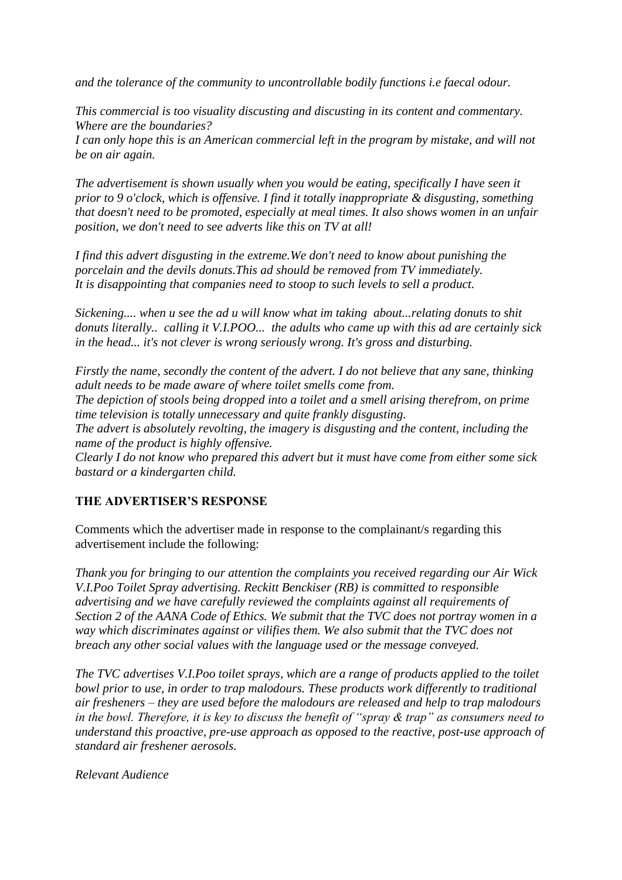*and the tolerance of the community to uncontrollable bodily functions i.e faecal odour.*

*This commercial is too visuality discusting and discusting in its content and commentary. Where are the boundaries?*
*I can only hope this is an American commercial left in the program by mistake, and will not be on air again.*

*The advertisement is shown usually when you would be eating, specifically I have seen it prior to 9 o'clock, which is offensive. I find it totally inappropriate & disgusting, something that doesn't need to be promoted, especially at meal times. It also shows women in an unfair position, we don't need to see adverts like this on TV at all!*

*I find this advert disgusting in the extreme.We don't need to know about punishing the porcelain and the devils donuts.This ad should be removed from TV immediately.*
*It is disappointing that companies need to stoop to such levels to sell a product.*

*Sickening.... when u see the ad u will know what im taking about...relating donuts to shit donuts literally.. calling it V.I.POO... the adults who came up with this ad are certainly sick in the head... it's not clever is wrong seriously wrong. It's gross and disturbing.*

*Firstly the name, secondly the content of the advert. I do not believe that any sane, thinking adult needs to be made aware of where toilet smells come from.*
*The depiction of stools being dropped into a toilet and a smell arising therefrom, on prime time television is totally unnecessary and quite frankly disgusting.*
*The advert is absolutely revolting, the imagery is disgusting and the content, including the name of the product is highly offensive.*
*Clearly I do not know who prepared this advert but it must have come from either some sick bastard or a kindergarten child.*

**THE ADVERTISER'S RESPONSE**

Comments which the advertiser made in response to the complainant/s regarding this advertisement include the following:

*Thank you for bringing to our attention the complaints you received regarding our Air Wick V.I.Poo Toilet Spray advertising. Reckitt Benckiser (RB) is committed to responsible advertising and we have carefully reviewed the complaints against all requirements of Section 2 of the AANA Code of Ethics. We submit that the TVC does not portray women in a way which discriminates against or vilifies them. We also submit that the TVC does not breach any other social values with the language used or the message conveyed.*

*The TVC advertises V.I.Poo toilet sprays, which are a range of products applied to the toilet bowl prior to use, in order to trap malodours. These products work differently to traditional air fresheners – they are used before the malodours are released and help to trap malodours in the bowl. Therefore, it is key to discuss the benefit of "spray & trap" as consumers need to understand this proactive, pre-use approach as opposed to the reactive, post-use approach of standard air freshener aerosols.*

*Relevant Audience*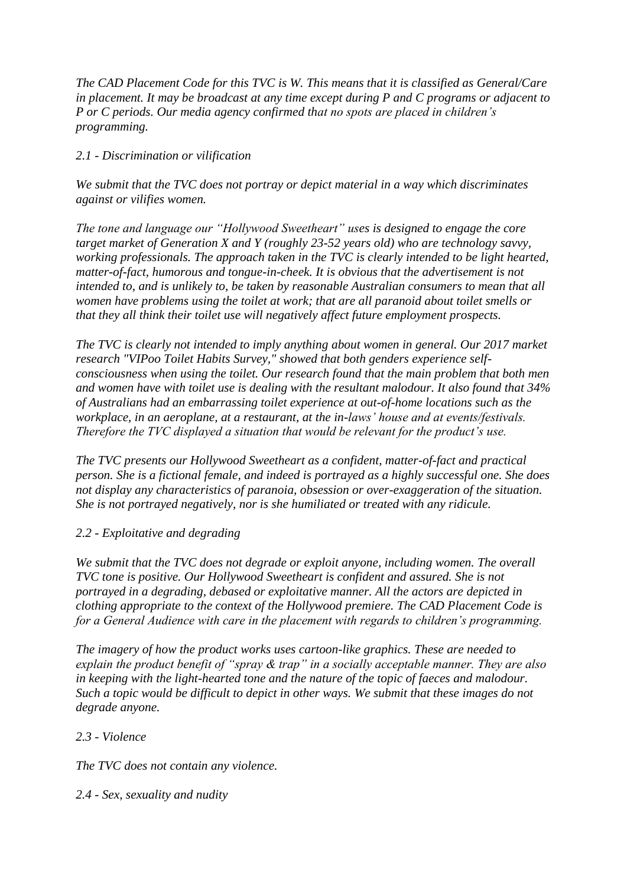*The CAD Placement Code for this TVC is W. This means that it is classified as General/Care in placement. It may be broadcast at any time except during P and C programs or adjacent to P or C periods. Our media agency confirmed that no spots are placed in children's programming.*

*2.1 - Discrimination or vilification*

*We submit that the TVC does not portray or depict material in a way which discriminates against or vilifies women.*

*The tone and language our "Hollywood Sweetheart" uses is designed to engage the core target market of Generation X and Y (roughly 23-52 years old) who are technology savvy, working professionals. The approach taken in the TVC is clearly intended to be light hearted, matter-of-fact, humorous and tongue-in-cheek. It is obvious that the advertisement is not intended to, and is unlikely to, be taken by reasonable Australian consumers to mean that all women have problems using the toilet at work; that are all paranoid about toilet smells or that they all think their toilet use will negatively affect future employment prospects.*

*The TVC is clearly not intended to imply anything about women in general. Our 2017 market research "VIPoo Toilet Habits Survey," showed that both genders experience self-consciousness when using the toilet. Our research found that the main problem that both men and women have with toilet use is dealing with the resultant malodour. It also found that 34% of Australians had an embarrassing toilet experience at out-of-home locations such as the workplace, in an aeroplane, at a restaurant, at the in-laws' house and at events/festivals. Therefore the TVC displayed a situation that would be relevant for the product's use.*

*The TVC presents our Hollywood Sweetheart as a confident, matter-of-fact and practical person. She is a fictional female, and indeed is portrayed as a highly successful one. She does not display any characteristics of paranoia, obsession or over-exaggeration of the situation. She is not portrayed negatively, nor is she humiliated or treated with any ridicule.*

*2.2 - Exploitative and degrading*

*We submit that the TVC does not degrade or exploit anyone, including women. The overall TVC tone is positive. Our Hollywood Sweetheart is confident and assured. She is not portrayed in a degrading, debased or exploitative manner. All the actors are depicted in clothing appropriate to the context of the Hollywood premiere. The CAD Placement Code is for a General Audience with care in the placement with regards to children's programming.*

*The imagery of how the product works uses cartoon-like graphics. These are needed to explain the product benefit of "spray & trap" in a socially acceptable manner. They are also in keeping with the light-hearted tone and the nature of the topic of faeces and malodour. Such a topic would be difficult to depict in other ways. We submit that these images do not degrade anyone.*

*2.3 - Violence*

*The TVC does not contain any violence.*

*2.4 - Sex, sexuality and nudity*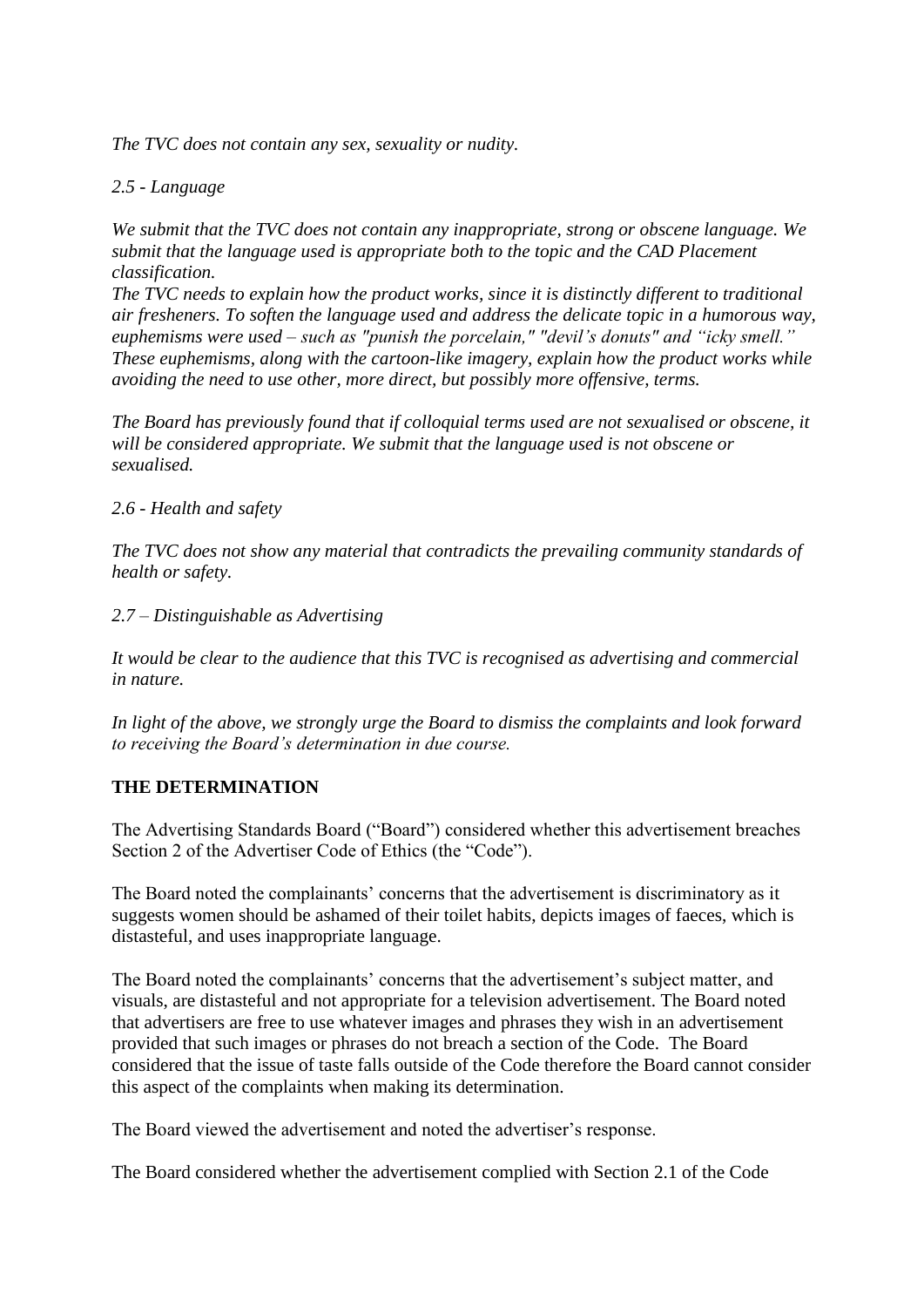*The TVC does not contain any sex, sexuality or nudity.*

*2.5 - Language*

*We submit that the TVC does not contain any inappropriate, strong or obscene language. We submit that the language used is appropriate both to the topic and the CAD Placement classification.*

*The TVC needs to explain how the product works, since it is distinctly different to traditional air fresheners. To soften the language used and address the delicate topic in a humorous way, euphemisms were used – such as "punish the porcelain," "devil's donuts" and "icky smell." These euphemisms, along with the cartoon-like imagery, explain how the product works while avoiding the need to use other, more direct, but possibly more offensive, terms.*

*The Board has previously found that if colloquial terms used are not sexualised or obscene, it will be considered appropriate. We submit that the language used is not obscene or sexualised.*

*2.6 - Health and safety*

*The TVC does not show any material that contradicts the prevailing community standards of health or safety.*

*2.7 – Distinguishable as Advertising*

*It would be clear to the audience that this TVC is recognised as advertising and commercial in nature.*

*In light of the above, we strongly urge the Board to dismiss the complaints and look forward to receiving the Board's determination in due course.*

**THE DETERMINATION**

The Advertising Standards Board ("Board") considered whether this advertisement breaches Section 2 of the Advertiser Code of Ethics (the "Code").

The Board noted the complainants' concerns that the advertisement is discriminatory as it suggests women should be ashamed of their toilet habits, depicts images of faeces, which is distasteful, and uses inappropriate language.

The Board noted the complainants' concerns that the advertisement's subject matter, and visuals, are distasteful and not appropriate for a television advertisement. The Board noted that advertisers are free to use whatever images and phrases they wish in an advertisement provided that such images or phrases do not breach a section of the Code. The Board considered that the issue of taste falls outside of the Code therefore the Board cannot consider this aspect of the complaints when making its determination.

The Board viewed the advertisement and noted the advertiser's response.

The Board considered whether the advertisement complied with Section 2.1 of the Code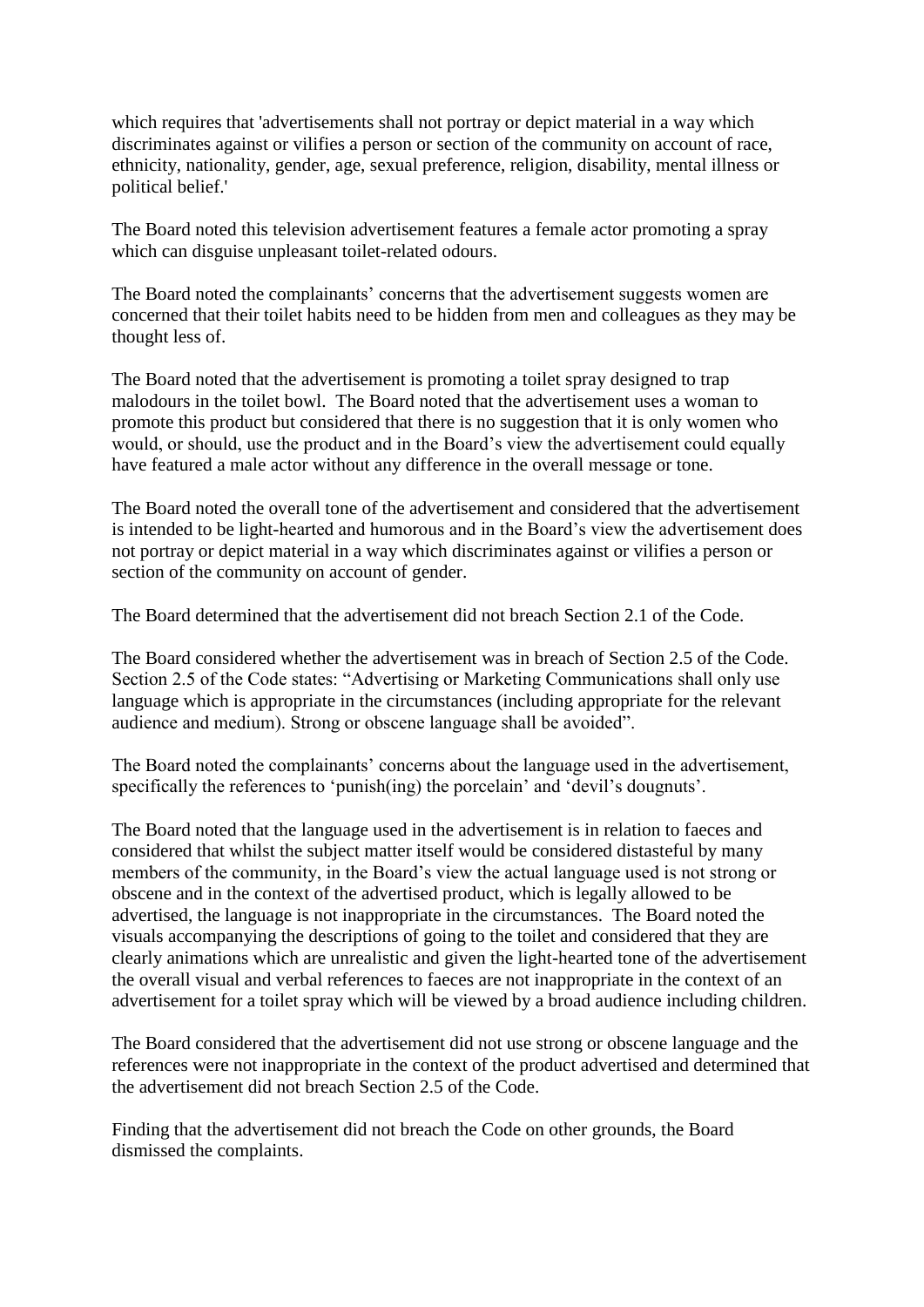which requires that 'advertisements shall not portray or depict material in a way which discriminates against or vilifies a person or section of the community on account of race, ethnicity, nationality, gender, age, sexual preference, religion, disability, mental illness or political belief.'

The Board noted this television advertisement features a female actor promoting a spray which can disguise unpleasant toilet-related odours.

The Board noted the complainants' concerns that the advertisement suggests women are concerned that their toilet habits need to be hidden from men and colleagues as they may be thought less of.

The Board noted that the advertisement is promoting a toilet spray designed to trap malodours in the toilet bowl. The Board noted that the advertisement uses a woman to promote this product but considered that there is no suggestion that it is only women who would, or should, use the product and in the Board's view the advertisement could equally have featured a male actor without any difference in the overall message or tone.

The Board noted the overall tone of the advertisement and considered that the advertisement is intended to be light-hearted and humorous and in the Board's view the advertisement does not portray or depict material in a way which discriminates against or vilifies a person or section of the community on account of gender.

The Board determined that the advertisement did not breach Section 2.1 of the Code.

The Board considered whether the advertisement was in breach of Section 2.5 of the Code. Section 2.5 of the Code states: "Advertising or Marketing Communications shall only use language which is appropriate in the circumstances (including appropriate for the relevant audience and medium). Strong or obscene language shall be avoided".

The Board noted the complainants' concerns about the language used in the advertisement, specifically the references to 'punish(ing) the porcelain' and 'devil's dougnuts'.

The Board noted that the language used in the advertisement is in relation to faeces and considered that whilst the subject matter itself would be considered distasteful by many members of the community, in the Board's view the actual language used is not strong or obscene and in the context of the advertised product, which is legally allowed to be advertised, the language is not inappropriate in the circumstances. The Board noted the visuals accompanying the descriptions of going to the toilet and considered that they are clearly animations which are unrealistic and given the light-hearted tone of the advertisement the overall visual and verbal references to faeces are not inappropriate in the context of an advertisement for a toilet spray which will be viewed by a broad audience including children.

The Board considered that the advertisement did not use strong or obscene language and the references were not inappropriate in the context of the product advertised and determined that the advertisement did not breach Section 2.5 of the Code.

Finding that the advertisement did not breach the Code on other grounds, the Board dismissed the complaints.